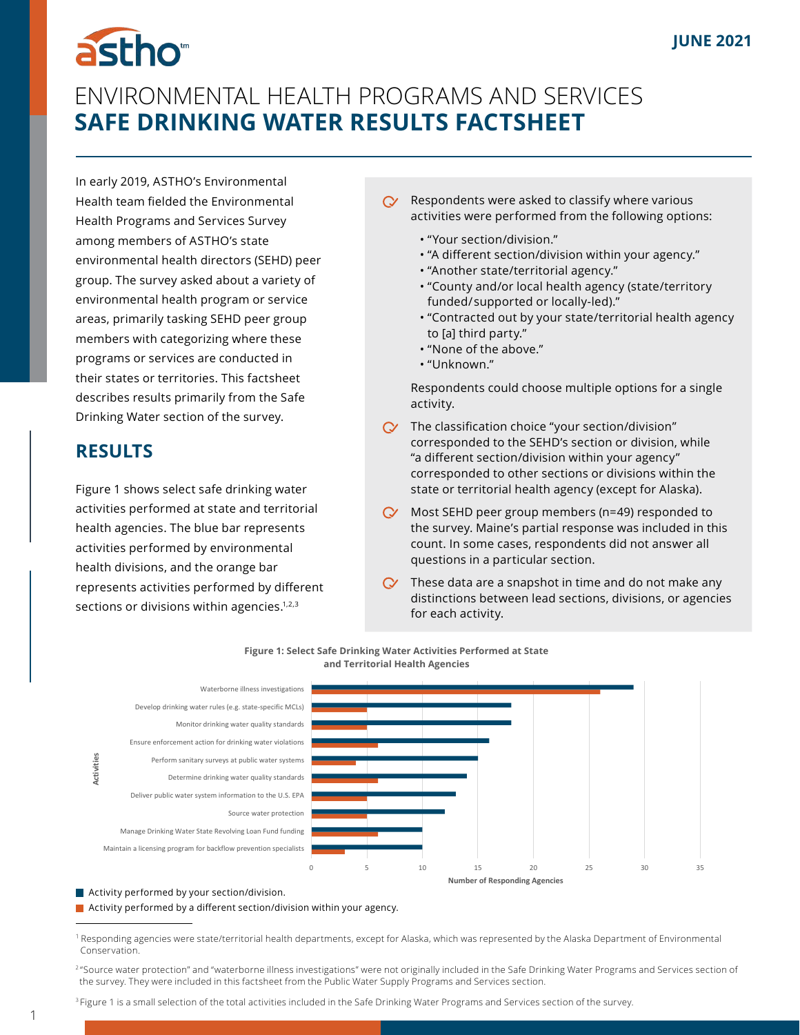JUNE 2021

# ENVIRONMENTAL HEALTH PROGRAMS AND SERVICES
# SAFE DRINKING WATER RESULTS FACTSHEET

In early 2019, ASTHO's Environmental Health team fielded the Environmental Health Programs and Services Survey among members of ASTHO's state environmental health directors (SEHD) peer group. The survey asked about a variety of environmental health program or service areas, primarily tasking SEHD peer group members with categorizing where these programs or services are conducted in their states or territories. This factsheet describes results primarily from the Safe Drinking Water section of the survey.

## RESULTS

Figure 1 shows select safe drinking water activities performed at state and territorial health agencies. The blue bar represents activities performed by environmental health divisions, and the orange bar represents activities performed by different sections or divisions within agencies.[1,2,3]

- Respondents were asked to classify where various activities were performed from the following options:
  - "Your section/division."
  - "A different section/division within your agency."
  - "Another state/territorial agency."
  - "County and/or local health agency (state/territory funded/supported or locally-led)."
  - "Contracted out by your state/territorial health agency to [a] third party."
  - "None of the above."
  - "Unknown."

  Respondents could choose multiple options for a single activity.
- The classification choice "your section/division" corresponded to the SEHD's section or division, while "a different section/division within your agency" corresponded to other sections or divisions within the state or territorial health agency (except for Alaska).
- Most SEHD peer group members (n=49) responded to the survey. Maine's partial response was included in this count. In some cases, respondents did not answer all questions in a particular section.
- These data are a snapshot in time and do not make any distinctions between lead sections, divisions, or agencies for each activity.

**Figure 1: Select Safe Drinking Water Activities Performed at State and Territorial Health Agencies**

| Activities | Activity performed by your section/division. | Activity performed by a different section/division within your agency. |
| --- | --- | --- |
| Waterborne illness investigations | 29 | 26 |
| Develop drinking water rules (e.g. state-specific MCLs) | 18 | 5 |
| Monitor drinking water quality standards | 18 | 5 |
| Ensure enforcement action for drinking water violations | 16 | 6 |
| Perform sanitary surveys at public water systems | 15 | 4 |
| Determine drinking water quality standards | 14 | 6 |
| Deliver public water system information to the U.S. EPA | 13 | 5 |
| Source water protection | 12 | 5 |
| Manage Drinking Water State Revolving Loan Fund funding | 10 | 6 |
| Maintain a licensing program for backflow prevention specialists | 10 | 3 |

Number of Responding Agencies

[1] Responding agencies were state/territorial health departments, except for Alaska, which was represented by the Alaska Department of Environmental Conservation.

[2] "Source water protection" and "waterborne illness investigations" were not originally included in the Safe Drinking Water Programs and Services section of the survey. They were included in this factsheet from the Public Water Supply Programs and Services section.

[3] Figure 1 is a small selection of the total activities included in the Safe Drinking Water Programs and Services section of the survey.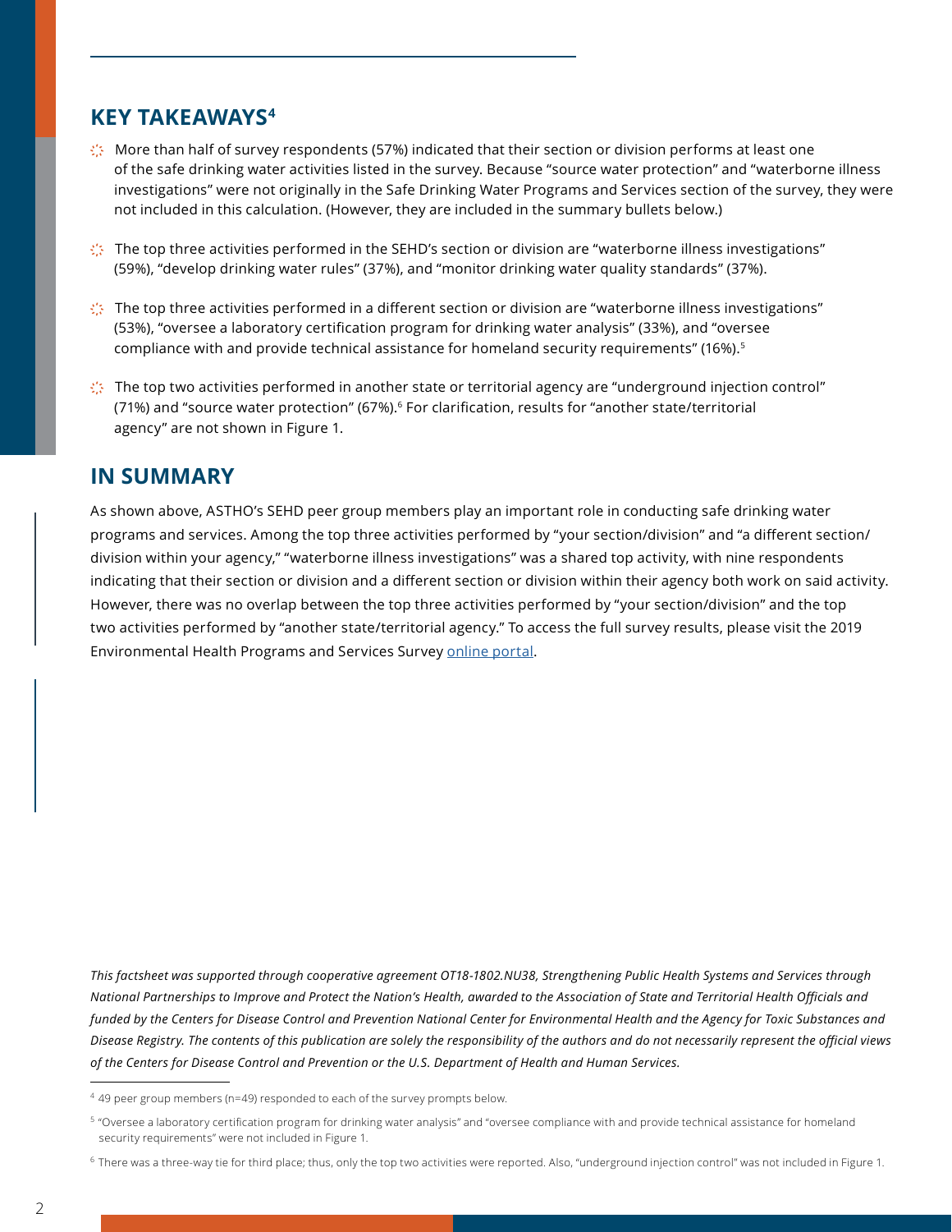## KEY TAKEAWAYS[4]

- More than half of survey respondents (57%) indicated that their section or division performs at least one of the safe drinking water activities listed in the survey. Because "source water protection" and "waterborne illness investigations" were not originally in the Safe Drinking Water Programs and Services section of the survey, they were not included in this calculation. (However, they are included in the summary bullets below.)
- The top three activities performed in the SEHD's section or division are "waterborne illness investigations" (59%), "develop drinking water rules" (37%), and "monitor drinking water quality standards" (37%).
- The top three activities performed in a different section or division are "waterborne illness investigations" (53%), "oversee a laboratory certification program for drinking water analysis" (33%), and "oversee compliance with and provide technical assistance for homeland security requirements" (16%).[5]
- The top two activities performed in another state or territorial agency are "underground injection control" (71%) and "source water protection" (67%).[6] For clarification, results for "another state/territorial agency" are not shown in Figure 1.

## IN SUMMARY

As shown above, ASTHO's SEHD peer group members play an important role in conducting safe drinking water programs and services. Among the top three activities performed by "your section/division" and "a different section/division within your agency," "waterborne illness investigations" was a shared top activity, with nine respondents indicating that their section or division and a different section or division within their agency both work on said activity. However, there was no overlap between the top three activities performed by "your section/division" and the top two activities performed by "another state/territorial agency." To access the full survey results, please visit the 2019 Environmental Health Programs and Services Survey [online portal](#).

*This factsheet was supported through cooperative agreement OT18-1802.NU38, Strengthening Public Health Systems and Services through National Partnerships to Improve and Protect the Nation's Health, awarded to the Association of State and Territorial Health Officials and funded by the Centers for Disease Control and Prevention National Center for Environmental Health and the Agency for Toxic Substances and Disease Registry. The contents of this publication are solely the responsibility of the authors and do not necessarily represent the official views of the Centers for Disease Control and Prevention or the U.S. Department of Health and Human Services.*

---

[4] 49 peer group members (n=49) responded to each of the survey prompts below.

[5] "Oversee a laboratory certification program for drinking water analysis" and "oversee compliance with and provide technical assistance for homeland security requirements" were not included in Figure 1.

[6] There was a three-way tie for third place; thus, only the top two activities were reported. Also, "underground injection control" was not included in Figure 1.